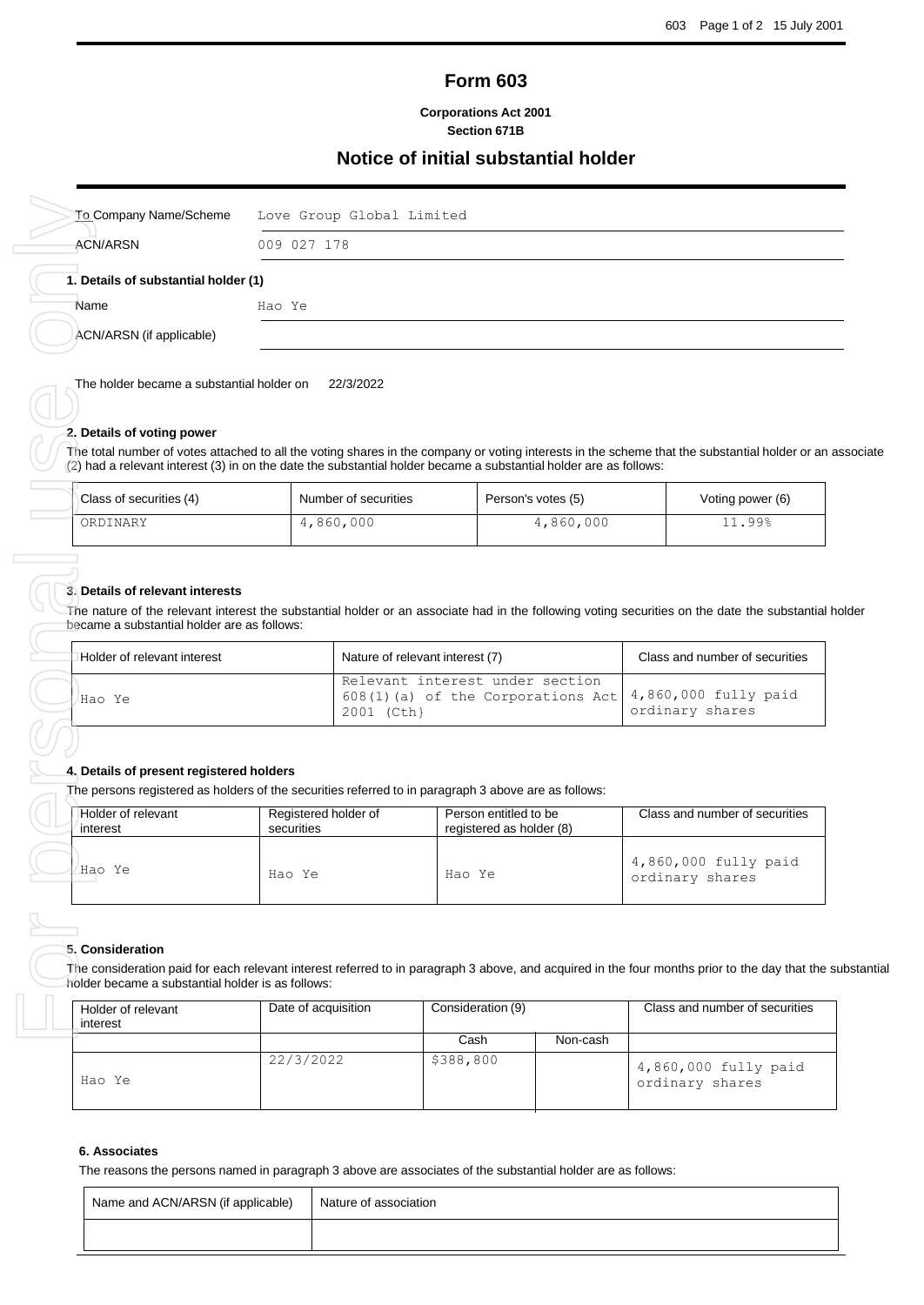# Form 603

**Corporations Act 2001**
**Section 671B**

## Notice of initial substantial holder

| | |
|---|---|
| To Company Name/Scheme | Love Group Global Limited |
| ACN/ARSN | 009 027 178 |

### 1. Details of substantial holder (1)

| | |
|---|---|
| Name | Hao Ye |
| ACN/ARSN (if applicable) | |

The holder became a substantial holder on 22/3/2022

### 2. Details of voting power

The total number of votes attached to all the voting shares in the company or voting interests in the scheme that the substantial holder or an associate (2) had a relevant interest (3) in on the date the substantial holder became a substantial holder are as follows:

| Class of securities (4) | Number of securities | Person's votes (5) | Voting power (6) |
|---|---|---|---|
| ORDINARY | 4,860,000 | 4,860,000 | 11.99% |

### 3. Details of relevant interests

The nature of the relevant interest the substantial holder or an associate had in the following voting securities on the date the substantial holder became a substantial holder are as follows:

| Holder of relevant interest | Nature of relevant interest (7) | Class and number of securities |
|---|---|---|
| Hao Ye | Relevant interest under section 608(1)(a) of the Corporations Act 2001 (Cth) | 4,860,000 fully paid ordinary shares |

### 4. Details of present registered holders

The persons registered as holders of the securities referred to in paragraph 3 above are as follows:

| Holder of relevant interest | Registered holder of securities | Person entitled to be registered as holder (8) | Class and number of securities |
|---|---|---|---|
| Hao Ye | Hao Ye | Hao Ye | 4,860,000 fully paid ordinary shares |

### 5. Consideration

The consideration paid for each relevant interest referred to in paragraph 3 above, and acquired in the four months prior to the day that the substantial holder became a substantial holder is as follows:

| Holder of relevant interest | Date of acquisition | Consideration (9) | | Class and number of securities |
|---|---|---|---|---|
| | | Cash | Non-cash | |
| Hao Ye | 22/3/2022 | $388,800 | | 4,860,000 fully paid ordinary shares |

### 6. Associates

The reasons the persons named in paragraph 3 above are associates of the substantial holder are as follows:

| Name and ACN/ARSN (if applicable) | Nature of association |
|---|---|
| | |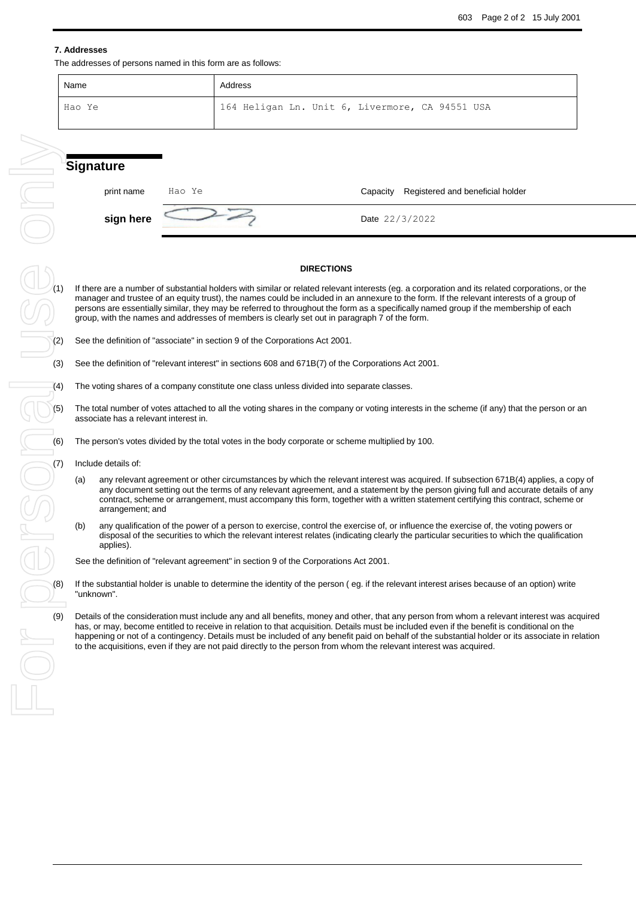#### 7. Addresses

The addresses of persons named in this form are as follows:

| Name | Address |
|---|---|
| Hao Ye | 164 Heligan Ln. Unit 6, Livermore, CA 94551 USA |

## Signature

| | | | |
|---|---|---|---|
| print name | Hao Ye | Capacity | Registered and beneficial holder |
| **sign here** | | Date | 22/3/2022 |

**DIRECTIONS**

(1) If there are a number of substantial holders with similar or related relevant interests (eg. a corporation and its related corporations, or the manager and trustee of an equity trust), the names could be included in an annexure to the form. If the relevant interests of a group of persons are essentially similar, they may be referred to throughout the form as a specifically named group if the membership of each group, with the names and addresses of members is clearly set out in paragraph 7 of the form.

(2) See the definition of "associate" in section 9 of the Corporations Act 2001.

(3) See the definition of "relevant interest" in sections 608 and 671B(7) of the Corporations Act 2001.

(4) The voting shares of a company constitute one class unless divided into separate classes.

(5) The total number of votes attached to all the voting shares in the company or voting interests in the scheme (if any) that the person or an associate has a relevant interest in.

(6) The person's votes divided by the total votes in the body corporate or scheme multiplied by 100.

(7) Include details of:

(a) any relevant agreement or other circumstances by which the relevant interest was acquired. If subsection 671B(4) applies, a copy of any document setting out the terms of any relevant agreement, and a statement by the person giving full and accurate details of any contract, scheme or arrangement, must accompany this form, together with a written statement certifying this contract, scheme or arrangement; and

(b) any qualification of the power of a person to exercise, control the exercise of, or influence the exercise of, the voting powers or disposal of the securities to which the relevant interest relates (indicating clearly the particular securities to which the qualification applies).

See the definition of "relevant agreement" in section 9 of the Corporations Act 2001.

(8) If the substantial holder is unable to determine the identity of the person ( eg. if the relevant interest arises because of an option) write "unknown".

(9) Details of the consideration must include any and all benefits, money and other, that any person from whom a relevant interest was acquired has, or may, become entitled to receive in relation to that acquisition. Details must be included even if the benefit is conditional on the happening or not of a contingency. Details must be included of any benefit paid on behalf of the substantial holder or its associate in relation to the acquisitions, even if they are not paid directly to the person from whom the relevant interest was acquired.